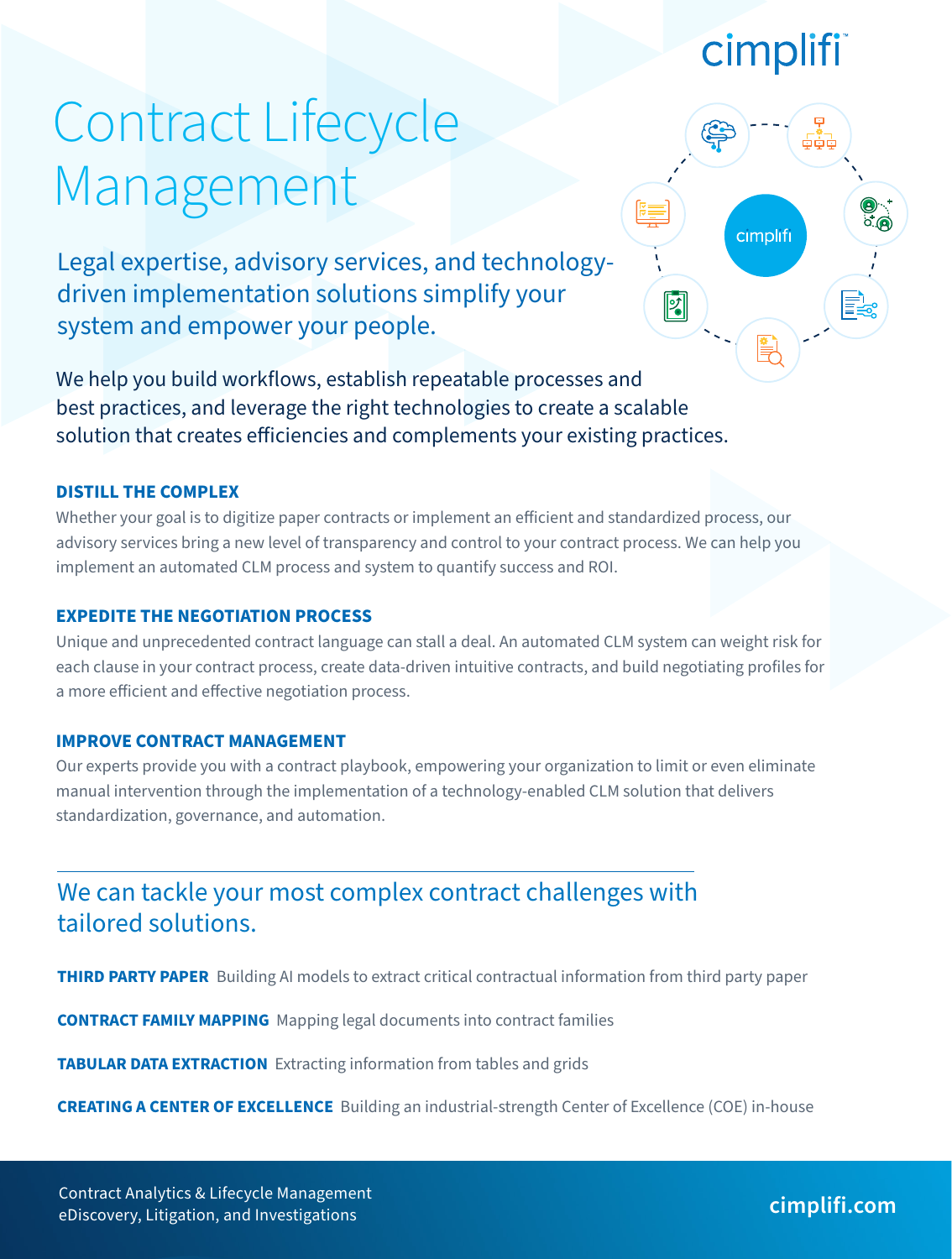cimplifi

# Contract Lifecycle Management

## Legal expertise, advisory services, and technology-driven implementation solutions simplify your system and empower your people.

We help you build workflows, establish repeatable processes and best practices, and leverage the right technologies to create a scalable solution that creates efficiencies and complements your existing practices.

### DISTILL THE COMPLEX

Whether your goal is to digitize paper contracts or implement an efficient and standardized process, our advisory services bring a new level of transparency and control to your contract process. We can help you implement an automated CLM process and system to quantify success and ROI.

### EXPEDITE THE NEGOTIATION PROCESS

Unique and unprecedented contract language can stall a deal. An automated CLM system can weight risk for each clause in your contract process, create data-driven intuitive contracts, and build negotiating profiles for a more efficient and effective negotiation process.

### IMPROVE CONTRACT MANAGEMENT

Our experts provide you with a contract playbook, empowering your organization to limit or even eliminate manual intervention through the implementation of a technology-enabled CLM solution that delivers standardization, governance, and automation.

## We can tackle your most complex contract challenges with tailored solutions.

**THIRD PARTY PAPER** Building AI models to extract critical contractual information from third party paper

**CONTRACT FAMILY MAPPING** Mapping legal documents into contract families

**TABULAR DATA EXTRACTION** Extracting information from tables and grids

**CREATING A CENTER OF EXCELLENCE** Building an industrial-strength Center of Excellence (COE) in-house

Contract Analytics & Lifecycle Management
eDiscovery, Litigation, and Investigations

**cimplifi.com**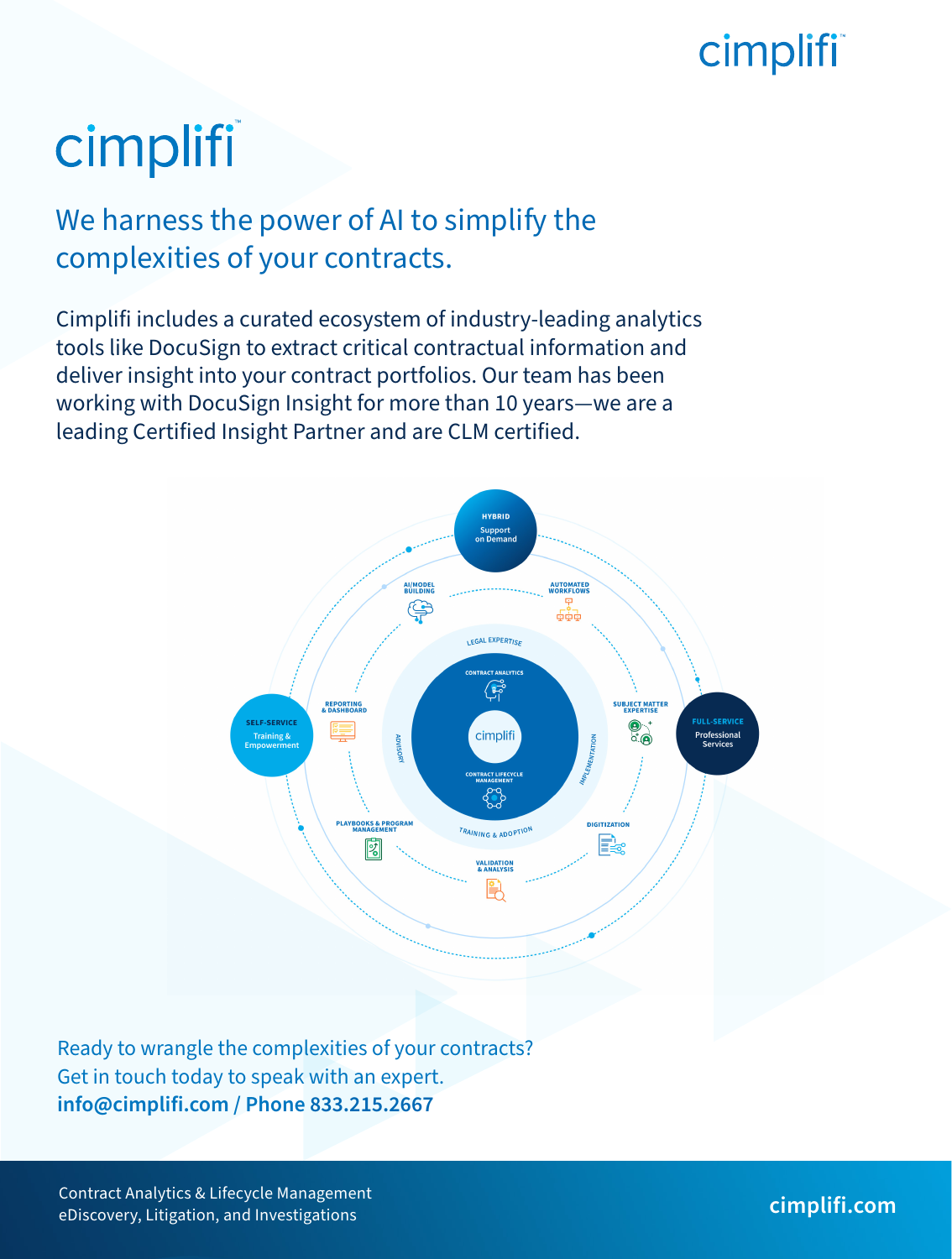# cimplifi

## We harness the power of AI to simplify the complexities of your contracts.

Cimplifi includes a curated ecosystem of industry-leading analytics tools like DocuSign to extract critical contractual information and deliver insight into your contract portfolios. Our team has been working with DocuSign Insight for more than 10 years—we are a leading Certified Insight Partner and are CLM certified.

HYBRID
Support on Demand

SELF-SERVICE
Training & Empowerment

FULL-SERVICE
Professional Services

AI/MODEL BUILDING

AUTOMATED WORKFLOWS

REPORTING & DASHBOARD

SUBJECT MATTER EXPERTISE

PLAYBOOKS & PROGRAM MANAGEMENT

DIGITIZATION

VALIDATION & ANALYSIS

LEGAL EXPERTISE

ADVISORY

IMPLEMENTATION

TRAINING & ADOPTION

CONTRACT ANALYTICS

cimplifi

CONTRACT LIFECYCLE MANAGEMENT

Ready to wrangle the complexities of your contracts?
Get in touch today to speak with an expert.
**info@cimplifi.com / Phone 833.215.2667**

Contract Analytics & Lifecycle Management
eDiscovery, Litigation, and Investigations

**cimplifi.com**